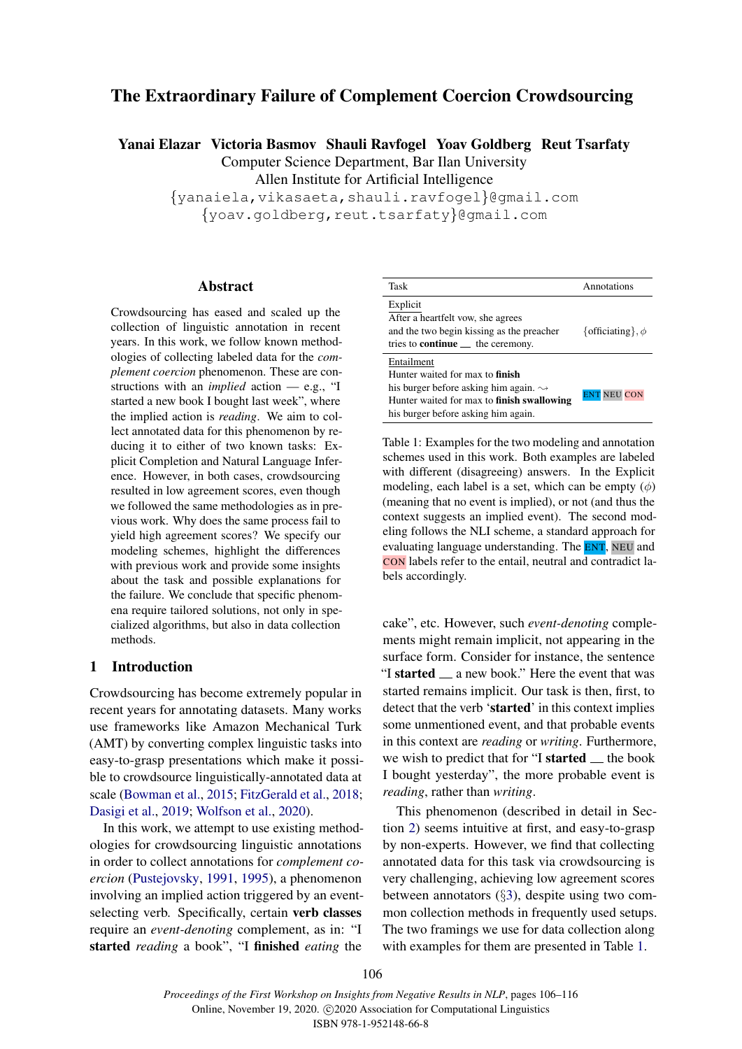# The Extraordinary Failure of Complement Coercion Crowdsourcing

**Yanai Elazar Victoria Basmov Shauli Ravfogel Yoav Goldberg Reut Tsarfaty**
Computer Science Department, Bar Ilan University
Allen Institute for Artificial Intelligence
{yanaiela,vikasaeta,shauli.ravfogel}@gmail.com
{yoav.goldberg,reut.tsarfaty}@gmail.com

## Abstract

Crowdsourcing has eased and scaled up the collection of linguistic annotation in recent years. In this work, we follow known methodologies of collecting labeled data for the *complement coercion* phenomenon. These are constructions with an *implied* action — e.g., "I started a new book I bought last week", where the implied action is *reading*. We aim to collect annotated data for this phenomenon by reducing it to either of two known tasks: Explicit Completion and Natural Language Inference. However, in both cases, crowdsourcing resulted in low agreement scores, even though we followed the same methodologies as in previous work. Why does the same process fail to yield high agreement scores? We specify our modeling schemes, highlight the differences with previous work and provide some insights about the task and possible explanations for the failure. We conclude that specific phenomena require tailored solutions, not only in specialized algorithms, but also in data collection methods.

## 1 Introduction

Crowdsourcing has become extremely popular in recent years for annotating datasets. Many works use frameworks like Amazon Mechanical Turk (AMT) by converting complex linguistic tasks into easy-to-grasp presentations which make it possible to crowdsource linguistically-annotated data at scale (Bowman et al., 2015; FitzGerald et al., 2018; Dasigi et al., 2019; Wolfson et al., 2020).

In this work, we attempt to use existing methodologies for crowdsourcing linguistic annotations in order to collect annotations for *complement coercion* (Pustejovsky, 1991, 1995), a phenomenon involving an implied action triggered by an event-selecting verb. Specifically, certain **verb classes** require an *event-denoting* complement, as in: "I **started** *reading* a book", "I **finished** *eating* the cake", etc. However, such *event-denoting* complements might remain implicit, not appearing in the surface form. Consider for instance, the sentence "I **started** __ a new book." Here the event that was started remains implicit. Our task is then, first, to detect that the verb '**started**' in this context implies some unmentioned event, and that probable events in this context are *reading* or *writing*. Furthermore, we wish to predict that for "I **started** __ the book I bought yesterday", the more probable event is *reading*, rather than *writing*.

This phenomenon (described in detail in Section 2) seems intuitive at first, and easy-to-grasp by non-experts. However, we find that collecting annotated data for this task via crowdsourcing is very challenging, achieving low agreement scores between annotators (§3), despite using two common collection methods in frequently used setups. The two framings we use for data collection along with examples for them are presented in Table 1.

| Task | Annotations |
|---|---|
| Explicit<br>After a heartfelt vow, she agrees and the two begin kissing as the preacher tries to **continue** __ the ceremony. | {officiating}, $\phi$ |
| Entailment<br>Hunter waited for max to **finish** his burger before asking him again. ⇝ Hunter waited for max to **finish swallowing** his burger before asking him again. | ENT NEU CON |

Table 1: Examples for the two modeling and annotation schemes used in this work. Both examples are labeled with different (disagreeing) answers. In the Explicit modeling, each label is a set, which can be empty ($\phi$) (meaning that no event is implied), or not (and thus the context suggests an implied event). The second modeling follows the NLI scheme, a standard approach for evaluating language understanding. The ENT, NEU and CON labels refer to the entail, neutral and contradict labels accordingly.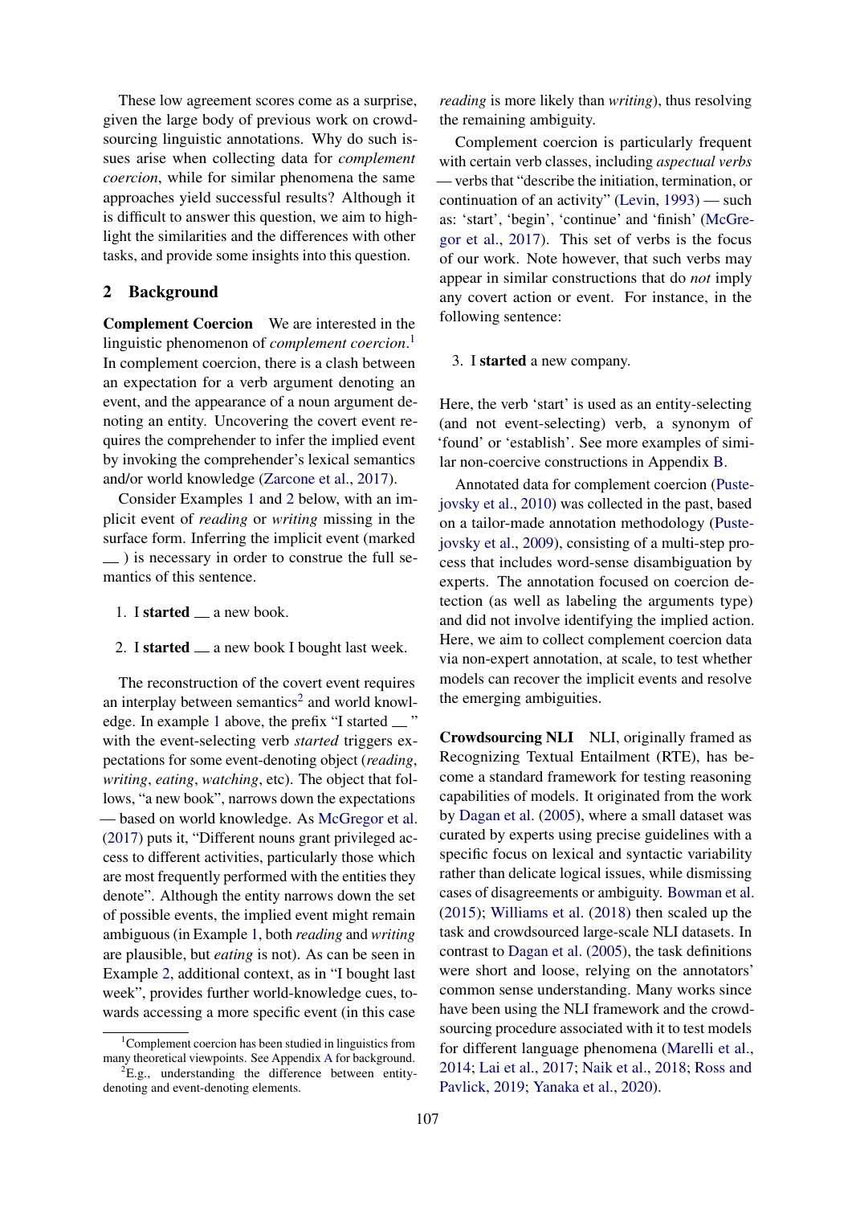These low agreement scores come as a surprise, given the large body of previous work on crowdsourcing linguistic annotations. Why do such issues arise when collecting data for *complement coercion*, while for similar phenomena the same approaches yield successful results? Although it is difficult to answer this question, we aim to highlight the similarities and the differences with other tasks, and provide some insights into this question.

## 2 Background

**Complement Coercion** We are interested in the linguistic phenomenon of *complement coercion*.[1] In complement coercion, there is a clash between an expectation for a verb argument denoting an event, and the appearance of a noun argument denoting an entity. Uncovering the covert event requires the comprehender to infer the implied event by invoking the comprehender's lexical semantics and/or world knowledge (Zarcone et al., 2017).

Consider Examples 1 and 2 below, with an implicit event of *reading* or *writing* missing in the surface form. Inferring the implicit event (marked __ ) is necessary in order to construe the full semantics of this sentence.

1. I **started** __ a new book.
2. I **started** __ a new book I bought last week.

The reconstruction of the covert event requires an interplay between semantics[2] and world knowledge. In example 1 above, the prefix "I started __ " with the event-selecting verb *started* triggers expectations for some event-denoting object (*reading*, *writing*, *eating*, *watching*, etc). The object that follows, "a new book", narrows down the expectations — based on world knowledge. As McGregor et al. (2017) puts it, "Different nouns grant privileged access to different activities, particularly those which are most frequently performed with the entities they denote". Although the entity narrows down the set of possible events, the implied event might remain ambiguous (in Example 1, both *reading* and *writing* are plausible, but *eating* is not). As can be seen in Example 2, additional context, as in "I bought last week", provides further world-knowledge cues, towards accessing a more specific event (in this case *reading* is more likely than *writing*), thus resolving the remaining ambiguity.

Complement coercion is particularly frequent with certain verb classes, including *aspectual verbs* — verbs that "describe the initiation, termination, or continuation of an activity" (Levin, 1993) — such as: 'start', 'begin', 'continue' and 'finish' (McGregor et al., 2017). This set of verbs is the focus of our work. Note however, that such verbs may appear in similar constructions that do *not* imply any covert action or event. For instance, in the following sentence:

3. I **started** a new company.

Here, the verb 'start' is used as an entity-selecting (and not event-selecting) verb, a synonym of 'found' or 'establish'. See more examples of similar non-coercive constructions in Appendix B.

Annotated data for complement coercion (Pustejovsky et al., 2010) was collected in the past, based on a tailor-made annotation methodology (Pustejovsky et al., 2009), consisting of a multi-step process that includes word-sense disambiguation by experts. The annotation focused on coercion detection (as well as labeling the arguments type) and did not involve identifying the implied action. Here, we aim to collect complement coercion data via non-expert annotation, at scale, to test whether models can recover the implicit events and resolve the emerging ambiguities.

**Crowdsourcing NLI** NLI, originally framed as Recognizing Textual Entailment (RTE), has become a standard framework for testing reasoning capabilities of models. It originated from the work by Dagan et al. (2005), where a small dataset was curated by experts using precise guidelines with a specific focus on lexical and syntactic variability rather than delicate logical issues, while dismissing cases of disagreements or ambiguity. Bowman et al. (2015); Williams et al. (2018) then scaled up the task and crowdsourced large-scale NLI datasets. In contrast to Dagan et al. (2005), the task definitions were short and loose, relying on the annotators' common sense understanding. Many works since have been using the NLI framework and the crowdsourcing procedure associated with it to test models for different language phenomena (Marelli et al., 2014; Lai et al., 2017; Naik et al., 2018; Ross and Pavlick, 2019; Yanaka et al., 2020).

[1] Complement coercion has been studied in linguistics from many theoretical viewpoints. See Appendix A for background.

[2] E.g., understanding the difference between entity-denoting and event-denoting elements.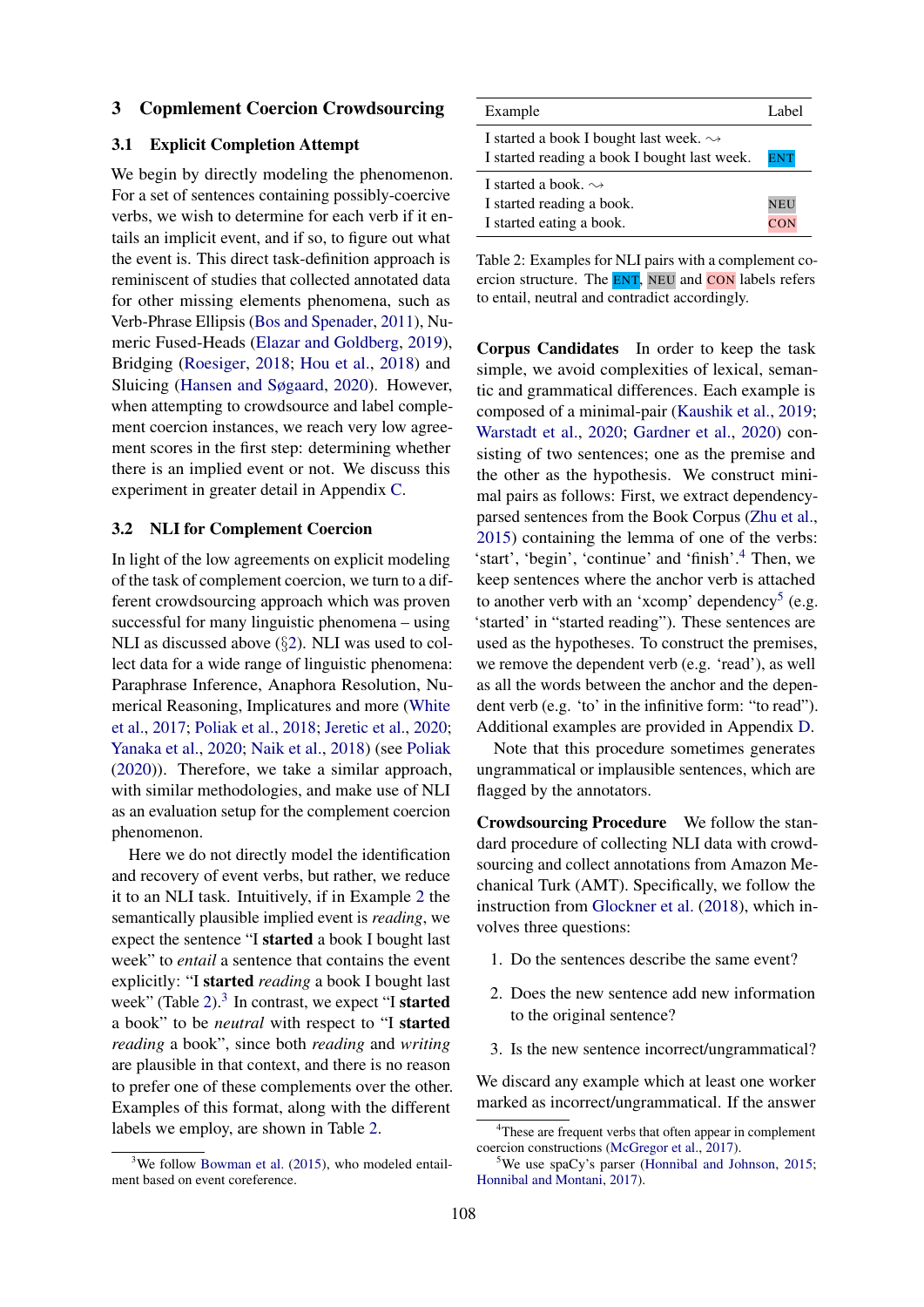## 3 Copmlement Coercion Crowdsourcing

### 3.1 Explicit Completion Attempt

We begin by directly modeling the phenomenon. For a set of sentences containing possibly-coercive verbs, we wish to determine for each verb if it entails an implicit event, and if so, to figure out what the event is. This direct task-definition approach is reminiscent of studies that collected annotated data for other missing elements phenomena, such as Verb-Phrase Ellipsis (Bos and Spenader, 2011), Numeric Fused-Heads (Elazar and Goldberg, 2019), Bridging (Roesiger, 2018; Hou et al., 2018) and Sluicing (Hansen and Søgaard, 2020). However, when attempting to crowdsource and label complement coercion instances, we reach very low agreement scores in the first step: determining whether there is an implied event or not. We discuss this experiment in greater detail in Appendix C.

### 3.2 NLI for Complement Coercion

In light of the low agreements on explicit modeling of the task of complement coercion, we turn to a different crowdsourcing approach which was proven successful for many linguistic phenomena – using NLI as discussed above (§2). NLI was used to collect data for a wide range of linguistic phenomena: Paraphrase Inference, Anaphora Resolution, Numerical Reasoning, Implicatures and more (White et al., 2017; Poliak et al., 2018; Jeretic et al., 2020; Yanaka et al., 2020; Naik et al., 2018) (see Poliak (2020)). Therefore, we take a similar approach, with similar methodologies, and make use of NLI as an evaluation setup for the complement coercion phenomenon.

Here we do not directly model the identification and recovery of event verbs, but rather, we reduce it to an NLI task. Intuitively, if in Example 2 the semantically plausible implied event is *reading*, we expect the sentence "I **started** a book I bought last week" to *entail* a sentence that contains the event explicitly: "I **started** *reading* a book I bought last week" (Table 2).[3] In contrast, we expect "I **started** a book" to be *neutral* with respect to "I **started** *reading* a book", since both *reading* and *writing* are plausible in that context, and there is no reason to prefer one of these complements over the other. Examples of this format, along with the different labels we employ, are shown in Table 2.

| Example | Label |
|---|---|
| I started a book I bought last week. ⇝<br>I started reading a book I bought last week. | ENT |
| I started a book. ⇝<br>I started reading a book.<br>I started eating a book. | <br>NEU<br>CON |

Table 2: Examples for NLI pairs with a complement coercion structure. The ENT, NEU and CON labels refers to entail, neutral and contradict accordingly.

**Corpus Candidates** In order to keep the task simple, we avoid complexities of lexical, semantic and grammatical differences. Each example is composed of a minimal-pair (Kaushik et al., 2019; Warstadt et al., 2020; Gardner et al., 2020) consisting of two sentences; one as the premise and the other as the hypothesis. We construct minimal pairs as follows: First, we extract dependency-parsed sentences from the Book Corpus (Zhu et al., 2015) containing the lemma of one of the verbs: 'start', 'begin', 'continue' and 'finish'.[4] Then, we keep sentences where the anchor verb is attached to another verb with an 'xcomp' dependency[5] (e.g. 'started' in "started reading"). These sentences are used as the hypotheses. To construct the premises, we remove the dependent verb (e.g. 'read'), as well as all the words between the anchor and the dependent verb (e.g. 'to' in the infinitive form: "to read"). Additional examples are provided in Appendix D.

Note that this procedure sometimes generates ungrammatical or implausible sentences, which are flagged by the annotators.

**Crowdsourcing Procedure** We follow the standard procedure of collecting NLI data with crowdsourcing and collect annotations from Amazon Mechanical Turk (AMT). Specifically, we follow the instruction from Glockner et al. (2018), which involves three questions:

1. Do the sentences describe the same event?
2. Does the new sentence add new information to the original sentence?
3. Is the new sentence incorrect/ungrammatical?

We discard any example which at least one worker marked as incorrect/ungrammatical. If the answer

[3] We follow Bowman et al. (2015), who modeled entailment based on event coreference.

[4] These are frequent verbs that often appear in complement coercion constructions (McGregor et al., 2017).

[5] We use spaCy's parser (Honnibal and Johnson, 2015; Honnibal and Montani, 2017).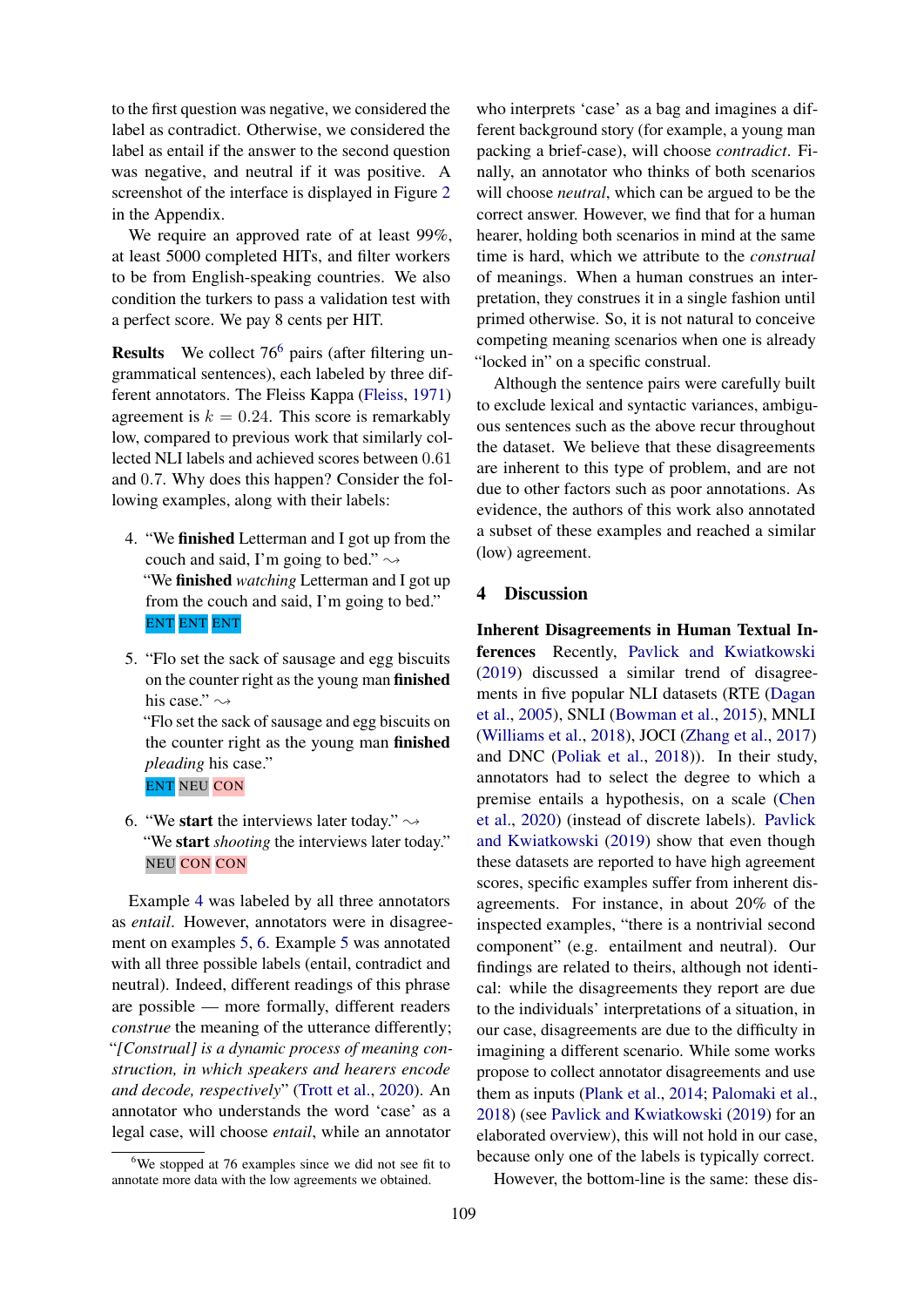to the first question was negative, we considered the label as contradict. Otherwise, we considered the label as entail if the answer to the second question was negative, and neutral if it was positive. A screenshot of the interface is displayed in Figure 2 in the Appendix.

We require an approved rate of at least 99%, at least 5000 completed HITs, and filter workers to be from English-speaking countries. We also condition the turkers to pass a validation test with a perfect score. We pay 8 cents per HIT.

**Results** We collect 76[6] pairs (after filtering ungrammatical sentences), each labeled by three different annotators. The Fleiss Kappa (Fleiss, 1971) agreement is $k = 0.24$. This score is remarkably low, compared to previous work that similarly collected NLI labels and achieved scores between 0.61 and 0.7. Why does this happen? Consider the following examples, along with their labels:

4. "We **finished** Letterman and I got up from the couch and said, I'm going to bed." $\rightsquigarrow$
   "We **finished** *watching* Letterman and I got up from the couch and said, I'm going to bed."
   ENT ENT ENT

5. "Flo set the sack of sausage and egg biscuits on the counter right as the young man **finished** his case." $\rightsquigarrow$
   "Flo set the sack of sausage and egg biscuits on the counter right as the young man **finished** *pleading* his case."
   ENT NEU CON

6. "We **start** the interviews later today." $\rightsquigarrow$
   "We **start** *shooting* the interviews later today."
   NEU CON CON

Example 4 was labeled by all three annotators as *entail*. However, annotators were in disagreement on examples 5, 6. Example 5 was annotated with all three possible labels (entail, contradict and neutral). Indeed, different readings of this phrase are possible — more formally, different readers *construe* the meaning of the utterance differently; "*[Construal] is a dynamic process of meaning construction, in which speakers and hearers encode and decode, respectively*" (Trott et al., 2020). An annotator who understands the word 'case' as a legal case, will choose *entail*, while an annotator who interprets 'case' as a bag and imagines a different background story (for example, a young man packing a brief-case), will choose *contradict*. Finally, an annotator who thinks of both scenarios will choose *neutral*, which can be argued to be the correct answer. However, we find that for a human hearer, holding both scenarios in mind at the same time is hard, which we attribute to the *construal* of meanings. When a human construes an interpretation, they construes it in a single fashion until primed otherwise. So, it is not natural to conceive competing meaning scenarios when one is already "locked in" on a specific construal.

Although the sentence pairs were carefully built to exclude lexical and syntactic variances, ambiguous sentences such as the above recur throughout the dataset. We believe that these disagreements are inherent to this type of problem, and are not due to other factors such as poor annotations. As evidence, the authors of this work also annotated a subset of these examples and reached a similar (low) agreement.

## 4 Discussion

**Inherent Disagreements in Human Textual Inferences** Recently, Pavlick and Kwiatkowski (2019) discussed a similar trend of disagreements in five popular NLI datasets (RTE (Dagan et al., 2005), SNLI (Bowman et al., 2015), MNLI (Williams et al., 2018), JOCI (Zhang et al., 2017) and DNC (Poliak et al., 2018)). In their study, annotators had to select the degree to which a premise entails a hypothesis, on a scale (Chen et al., 2020) (instead of discrete labels). Pavlick and Kwiatkowski (2019) show that even though these datasets are reported to have high agreement scores, specific examples suffer from inherent disagreements. For instance, in about 20% of the inspected examples, "there is a nontrivial second component" (e.g. entailment and neutral). Our findings are related to theirs, although not identical: while the disagreements they report are due to the individuals' interpretations of a situation, in our case, disagreements are due to the difficulty in imagining a different scenario. While some works propose to collect annotator disagreements and use them as inputs (Plank et al., 2014; Palomaki et al., 2018) (see Pavlick and Kwiatkowski (2019) for an elaborated overview), this will not hold in our case, because only one of the labels is typically correct.

However, the bottom-line is the same: these dis-

[6] We stopped at 76 examples since we did not see fit to annotate more data with the low agreements we obtained.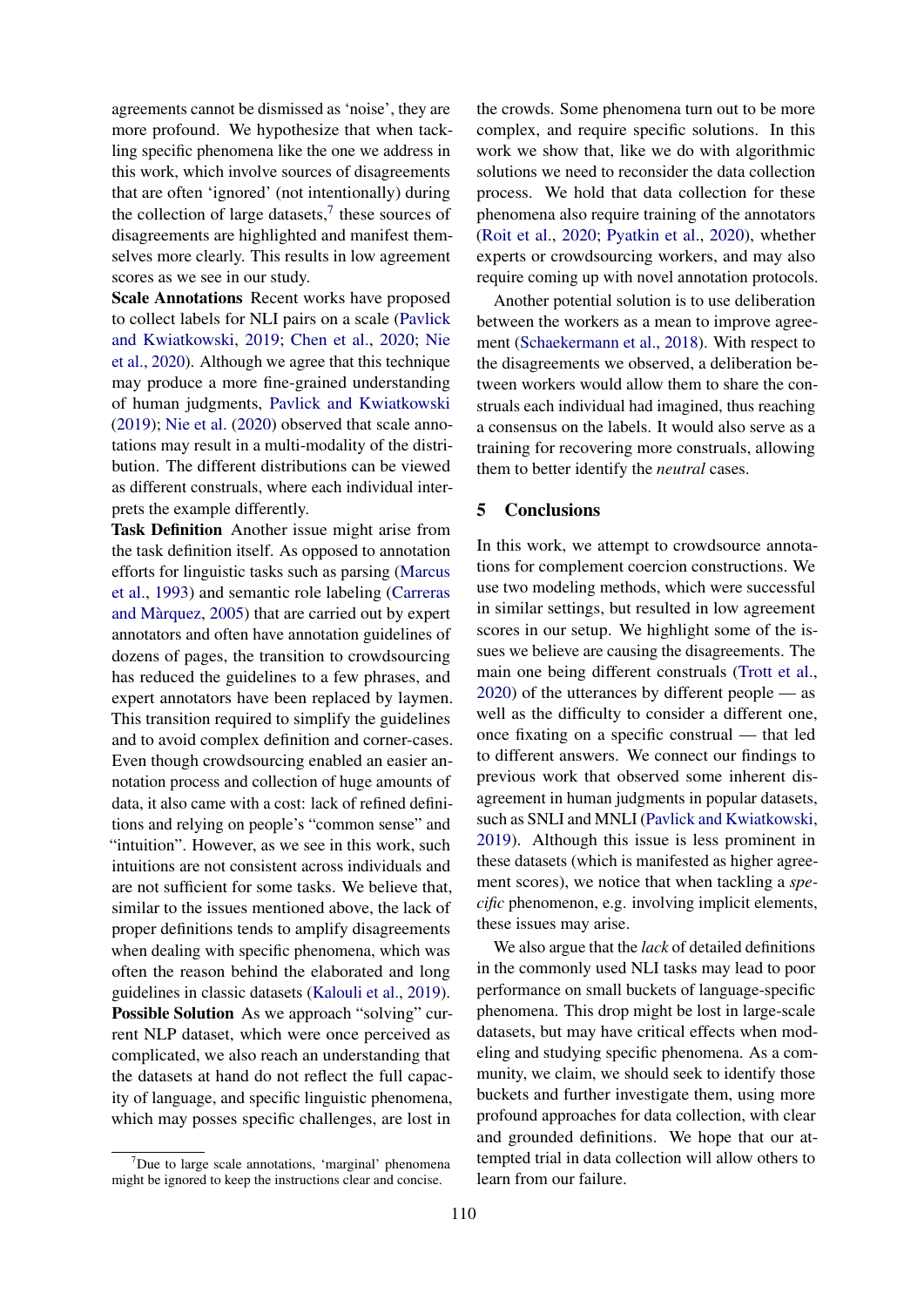agreements cannot be dismissed as 'noise', they are more profound. We hypothesize that when tackling specific phenomena like the one we address in this work, which involve sources of disagreements that are often 'ignored' (not intentionally) during the collection of large datasets,[7] these sources of disagreements are highlighted and manifest themselves more clearly. This results in low agreement scores as we see in our study.

**Scale Annotations** Recent works have proposed to collect labels for NLI pairs on a scale (Pavlick and Kwiatkowski, 2019; Chen et al., 2020; Nie et al., 2020). Although we agree that this technique may produce a more fine-grained understanding of human judgments, Pavlick and Kwiatkowski (2019); Nie et al. (2020) observed that scale annotations may result in a multi-modality of the distribution. The different distributions can be viewed as different construals, where each individual interprets the example differently.

**Task Definition** Another issue might arise from the task definition itself. As opposed to annotation efforts for linguistic tasks such as parsing (Marcus et al., 1993) and semantic role labeling (Carreras and Màrquez, 2005) that are carried out by expert annotators and often have annotation guidelines of dozens of pages, the transition to crowdsourcing has reduced the guidelines to a few phrases, and expert annotators have been replaced by laymen. This transition required to simplify the guidelines and to avoid complex definition and corner-cases. Even though crowdsourcing enabled an easier annotation process and collection of huge amounts of data, it also came with a cost: lack of refined definitions and relying on people's "common sense" and "intuition". However, as we see in this work, such intuitions are not consistent across individuals and are not sufficient for some tasks. We believe that, similar to the issues mentioned above, the lack of proper definitions tends to amplify disagreements when dealing with specific phenomena, which was often the reason behind the elaborated and long guidelines in classic datasets (Kalouli et al., 2019).

**Possible Solution** As we approach "solving" current NLP dataset, which were once perceived as complicated, we also reach an understanding that the datasets at hand do not reflect the full capacity of language, and specific linguistic phenomena, which may posses specific challenges, are lost in the crowds. Some phenomena turn out to be more complex, and require specific solutions. In this work we show that, like we do with algorithmic solutions we need to reconsider the data collection process. We hold that data collection for these phenomena also require training of the annotators (Roit et al., 2020; Pyatkin et al., 2020), whether experts or crowdsourcing workers, and may also require coming up with novel annotation protocols.

Another potential solution is to use deliberation between the workers as a mean to improve agreement (Schaekermann et al., 2018). With respect to the disagreements we observed, a deliberation between workers would allow them to share the construals each individual had imagined, thus reaching a consensus on the labels. It would also serve as a training for recovering more construals, allowing them to better identify the *neutral* cases.

## 5 Conclusions

In this work, we attempt to crowdsource annotations for complement coercion constructions. We use two modeling methods, which were successful in similar settings, but resulted in low agreement scores in our setup. We highlight some of the issues we believe are causing the disagreements. The main one being different construals (Trott et al., 2020) of the utterances by different people — as well as the difficulty to consider a different one, once fixating on a specific construal — that led to different answers. We connect our findings to previous work that observed some inherent disagreement in human judgments in popular datasets, such as SNLI and MNLI (Pavlick and Kwiatkowski, 2019). Although this issue is less prominent in these datasets (which is manifested as higher agreement scores), we notice that when tackling a *specific* phenomenon, e.g. involving implicit elements, these issues may arise.

We also argue that the *lack* of detailed definitions in the commonly used NLI tasks may lead to poor performance on small buckets of language-specific phenomena. This drop might be lost in large-scale datasets, but may have critical effects when modeling and studying specific phenomena. As a community, we claim, we should seek to identify those buckets and further investigate them, using more profound approaches for data collection, with clear and grounded definitions. We hope that our attempted trial in data collection will allow others to learn from our failure.

[7]Due to large scale annotations, 'marginal' phenomena might be ignored to keep the instructions clear and concise.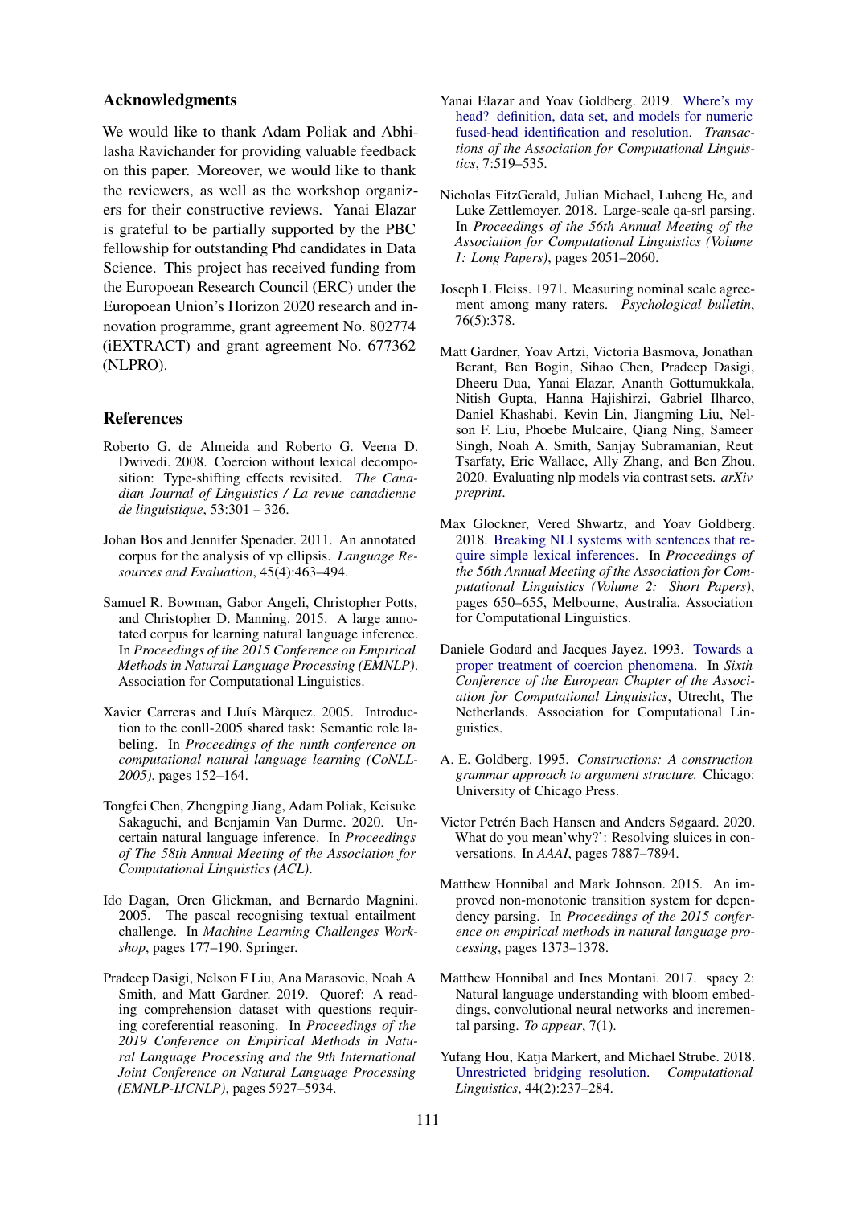## Acknowledgments

We would like to thank Adam Poliak and Abhilasha Ravichander for providing valuable feedback on this paper. Moreover, we would like to thank the reviewers, as well as the workshop organizers for their constructive reviews. Yanai Elazar is grateful to be partially supported by the PBC fellowship for outstanding Phd candidates in Data Science. This project has received funding from the European Research Council (ERC) under the European Union's Horizon 2020 research and innovation programme, grant agreement No. 802774 (iEXTRACT) and grant agreement No. 677362 (NLPRO).

## References

Roberto G. de Almeida and Roberto G. Veena D. Dwivedi. 2008. Coercion without lexical decomposition: Type-shifting effects revisited. *The Canadian Journal of Linguistics / La revue canadienne de linguistique*, 53:301 – 326.

Johan Bos and Jennifer Spenader. 2011. An annotated corpus for the analysis of vp ellipsis. *Language Resources and Evaluation*, 45(4):463–494.

Samuel R. Bowman, Gabor Angeli, Christopher Potts, and Christopher D. Manning. 2015. A large annotated corpus for learning natural language inference. In *Proceedings of the 2015 Conference on Empirical Methods in Natural Language Processing (EMNLP)*. Association for Computational Linguistics.

Xavier Carreras and Lluís Màrquez. 2005. Introduction to the conll-2005 shared task: Semantic role labeling. In *Proceedings of the ninth conference on computational natural language learning (CoNLL-2005)*, pages 152–164.

Tongfei Chen, Zhengping Jiang, Adam Poliak, Keisuke Sakaguchi, and Benjamin Van Durme. 2020. Uncertain natural language inference. In *Proceedings of The 58th Annual Meeting of the Association for Computational Linguistics (ACL)*.

Ido Dagan, Oren Glickman, and Bernardo Magnini. 2005. The pascal recognising textual entailment challenge. In *Machine Learning Challenges Workshop*, pages 177–190. Springer.

Pradeep Dasigi, Nelson F Liu, Ana Marasovic, Noah A Smith, and Matt Gardner. 2019. Quoref: A reading comprehension dataset with questions requiring coreferential reasoning. In *Proceedings of the 2019 Conference on Empirical Methods in Natural Language Processing and the 9th International Joint Conference on Natural Language Processing (EMNLP-IJCNLP)*, pages 5927–5934.

Yanai Elazar and Yoav Goldberg. 2019. Where's my head? definition, data set, and models for numeric fused-head identification and resolution. *Transactions of the Association for Computational Linguistics*, 7:519–535.

Nicholas FitzGerald, Julian Michael, Luheng He, and Luke Zettlemoyer. 2018. Large-scale qa-srl parsing. In *Proceedings of the 56th Annual Meeting of the Association for Computational Linguistics (Volume 1: Long Papers)*, pages 2051–2060.

Joseph L Fleiss. 1971. Measuring nominal scale agreement among many raters. *Psychological bulletin*, 76(5):378.

Matt Gardner, Yoav Artzi, Victoria Basmova, Jonathan Berant, Ben Bogin, Sihao Chen, Pradeep Dasigi, Dheeru Dua, Yanai Elazar, Ananth Gottumukkala, Nitish Gupta, Hanna Hajishirzi, Gabriel Ilharco, Daniel Khashabi, Kevin Lin, Jiangming Liu, Nelson F. Liu, Phoebe Mulcaire, Qiang Ning, Sameer Singh, Noah A. Smith, Sanjay Subramanian, Reut Tsarfaty, Eric Wallace, Ally Zhang, and Ben Zhou. 2020. Evaluating nlp models via contrast sets. *arXiv preprint*.

Max Glockner, Vered Shwartz, and Yoav Goldberg. 2018. Breaking NLI systems with sentences that require simple lexical inferences. In *Proceedings of the 56th Annual Meeting of the Association for Computational Linguistics (Volume 2: Short Papers)*, pages 650–655, Melbourne, Australia. Association for Computational Linguistics.

Daniele Godard and Jacques Jayez. 1993. Towards a proper treatment of coercion phenomena. In *Sixth Conference of the European Chapter of the Association for Computational Linguistics*, Utrecht, The Netherlands. Association for Computational Linguistics.

A. E. Goldberg. 1995. *Constructions: A construction grammar approach to argument structure.* Chicago: University of Chicago Press.

Victor Petrén Bach Hansen and Anders Søgaard. 2020. What do you mean'why?': Resolving sluices in conversations. In *AAAI*, pages 7887–7894.

Matthew Honnibal and Mark Johnson. 2015. An improved non-monotonic transition system for dependency parsing. In *Proceedings of the 2015 conference on empirical methods in natural language processing*, pages 1373–1378.

Matthew Honnibal and Ines Montani. 2017. spacy 2: Natural language understanding with bloom embeddings, convolutional neural networks and incremental parsing. *To appear*, 7(1).

Yufang Hou, Katja Markert, and Michael Strube. 2018. Unrestricted bridging resolution. *Computational Linguistics*, 44(2):237–284.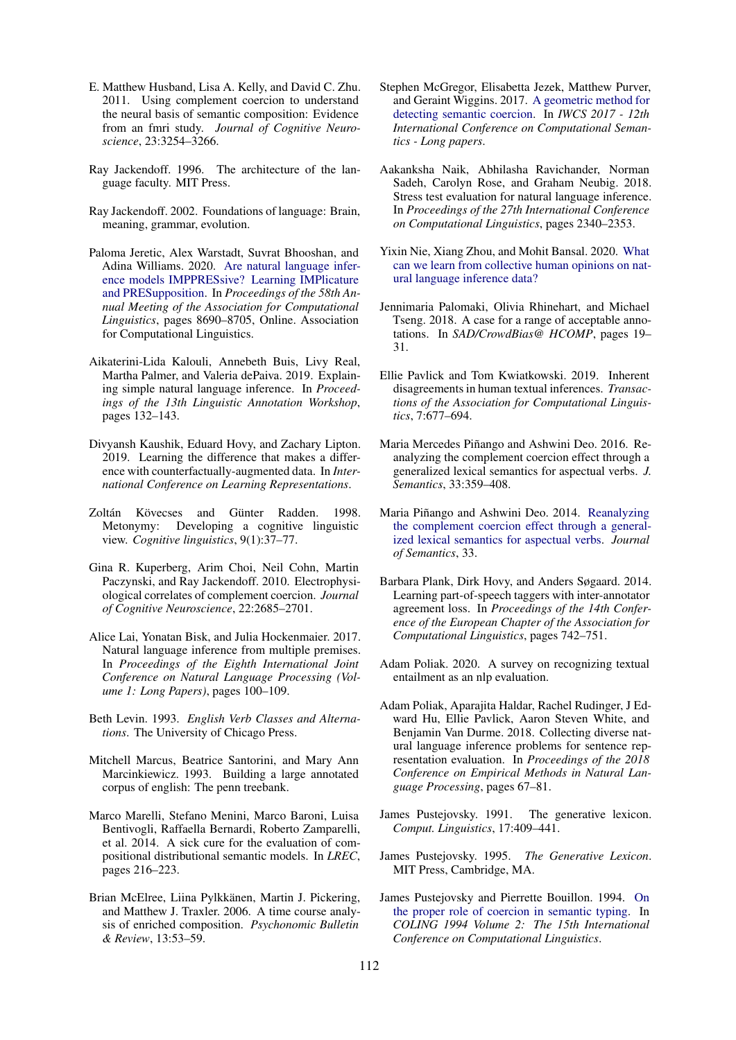E. Matthew Husband, Lisa A. Kelly, and David C. Zhu. 2011. Using complement coercion to understand the neural basis of semantic composition: Evidence from an fmri study. *Journal of Cognitive Neuroscience*, 23:3254–3266.

Ray Jackendoff. 1996. The architecture of the language faculty. MIT Press.

Ray Jackendoff. 2002. Foundations of language: Brain, meaning, grammar, evolution.

Paloma Jeretic, Alex Warstadt, Suvrat Bhooshan, and Adina Williams. 2020. Are natural language inference models IMPPRESsive? Learning IMPlicature and PRESupposition. In *Proceedings of the 58th Annual Meeting of the Association for Computational Linguistics*, pages 8690–8705, Online. Association for Computational Linguistics.

Aikaterini-Lida Kalouli, Annebeth Buis, Livy Real, Martha Palmer, and Valeria dePaiva. 2019. Explaining simple natural language inference. In *Proceedings of the 13th Linguistic Annotation Workshop*, pages 132–143.

Divyansh Kaushik, Eduard Hovy, and Zachary Lipton. 2019. Learning the difference that makes a difference with counterfactually-augmented data. In *International Conference on Learning Representations*.

Zoltán Kövecses and Günter Radden. 1998. Metonymy: Developing a cognitive linguistic view. *Cognitive linguistics*, 9(1):37–77.

Gina R. Kuperberg, Arim Choi, Neil Cohn, Martin Paczynski, and Ray Jackendoff. 2010. Electrophysiological correlates of complement coercion. *Journal of Cognitive Neuroscience*, 22:2685–2701.

Alice Lai, Yonatan Bisk, and Julia Hockenmaier. 2017. Natural language inference from multiple premises. In *Proceedings of the Eighth International Joint Conference on Natural Language Processing (Volume 1: Long Papers)*, pages 100–109.

Beth Levin. 1993. *English Verb Classes and Alternations*. The University of Chicago Press.

Mitchell Marcus, Beatrice Santorini, and Mary Ann Marcinkiewicz. 1993. Building a large annotated corpus of english: The penn treebank.

Marco Marelli, Stefano Menini, Marco Baroni, Luisa Bentivogli, Raffaella Bernardi, Roberto Zamparelli, et al. 2014. A sick cure for the evaluation of compositional distributional semantic models. In *LREC*, pages 216–223.

Brian McElree, Liina Pylkkänen, Martin J. Pickering, and Matthew J. Traxler. 2006. A time course analysis of enriched composition. *Psychonomic Bulletin & Review*, 13:53–59.

Stephen McGregor, Elisabetta Jezek, Matthew Purver, and Geraint Wiggins. 2017. A geometric method for detecting semantic coercion. In *IWCS 2017 - 12th International Conference on Computational Semantics - Long papers*.

Aakanksha Naik, Abhilasha Ravichander, Norman Sadeh, Carolyn Rose, and Graham Neubig. 2018. Stress test evaluation for natural language inference. In *Proceedings of the 27th International Conference on Computational Linguistics*, pages 2340–2353.

Yixin Nie, Xiang Zhou, and Mohit Bansal. 2020. What can we learn from collective human opinions on natural language inference data?

Jennimaria Palomaki, Olivia Rhinehart, and Michael Tseng. 2018. A case for a range of acceptable annotations. In *SAD/CrowdBias@ HCOMP*, pages 19–31.

Ellie Pavlick and Tom Kwiatkowski. 2019. Inherent disagreements in human textual inferences. *Transactions of the Association for Computational Linguistics*, 7:677–694.

Maria Mercedes Piñango and Ashwini Deo. 2016. Reanalyzing the complement coercion effect through a generalized lexical semantics for aspectual verbs. *J. Semantics*, 33:359–408.

Maria Piñango and Ashwini Deo. 2014. Reanalyzing the complement coercion effect through a generalized lexical semantics for aspectual verbs. *Journal of Semantics*, 33.

Barbara Plank, Dirk Hovy, and Anders Søgaard. 2014. Learning part-of-speech taggers with inter-annotator agreement loss. In *Proceedings of the 14th Conference of the European Chapter of the Association for Computational Linguistics*, pages 742–751.

Adam Poliak. 2020. A survey on recognizing textual entailment as an nlp evaluation.

Adam Poliak, Aparajita Haldar, Rachel Rudinger, J Edward Hu, Ellie Pavlick, Aaron Steven White, and Benjamin Van Durme. 2018. Collecting diverse natural language inference problems for sentence representation evaluation. In *Proceedings of the 2018 Conference on Empirical Methods in Natural Language Processing*, pages 67–81.

James Pustejovsky. 1991. The generative lexicon. *Comput. Linguistics*, 17:409–441.

James Pustejovsky. 1995. *The Generative Lexicon*. MIT Press, Cambridge, MA.

James Pustejovsky and Pierrette Bouillon. 1994. On the proper role of coercion in semantic typing. In *COLING 1994 Volume 2: The 15th International Conference on Computational Linguistics*.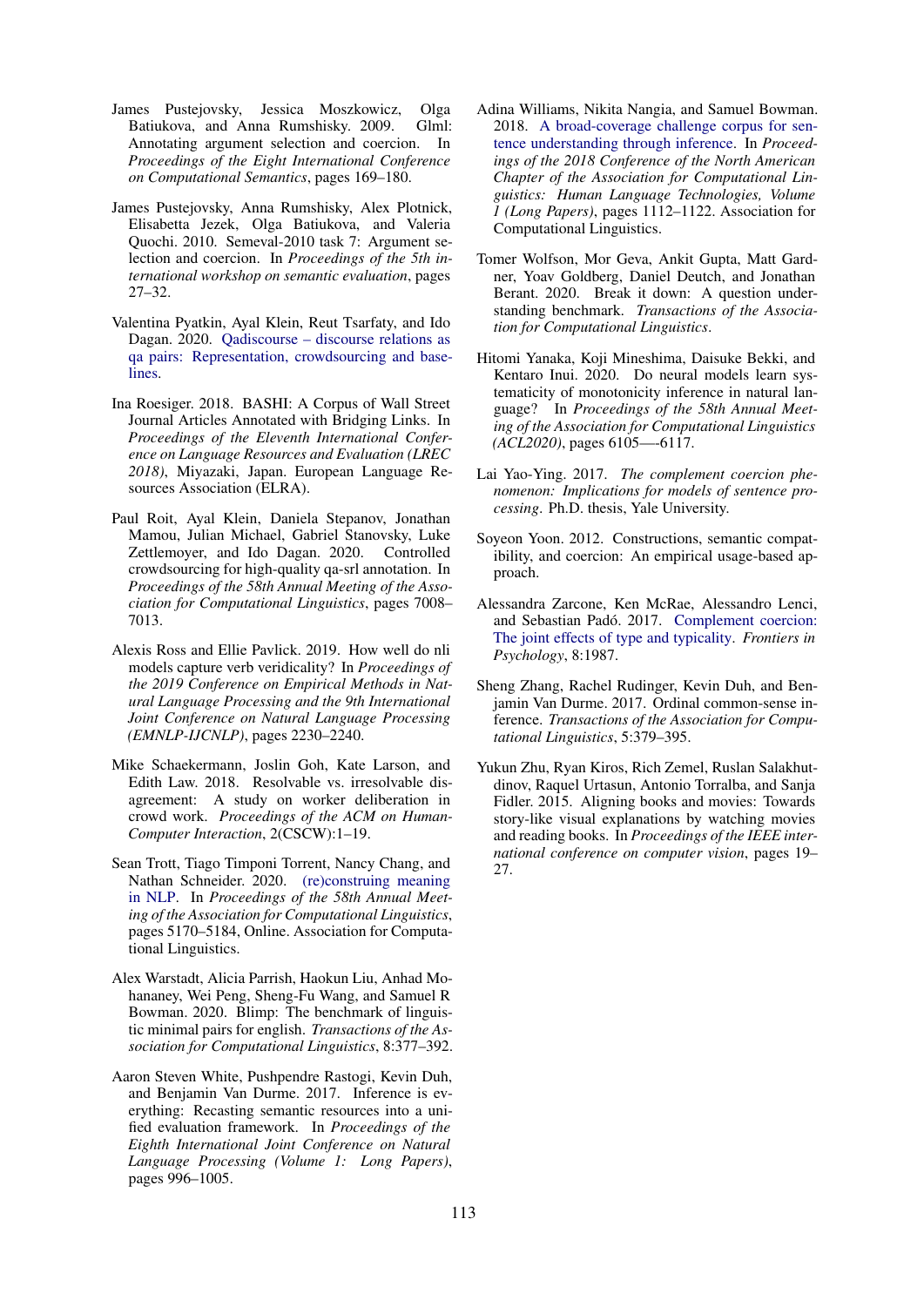James Pustejovsky, Jessica Moszkowicz, Olga Batiukova, and Anna Rumshisky. 2009. Glml: Annotating argument selection and coercion. In *Proceedings of the Eight International Conference on Computational Semantics*, pages 169–180.

James Pustejovsky, Anna Rumshisky, Alex Plotnick, Elisabetta Jezek, Olga Batiukova, and Valeria Quochi. 2010. Semeval-2010 task 7: Argument selection and coercion. In *Proceedings of the 5th international workshop on semantic evaluation*, pages 27–32.

Valentina Pyatkin, Ayal Klein, Reut Tsarfaty, and Ido Dagan. 2020. Qadiscourse – discourse relations as qa pairs: Representation, crowdsourcing and baselines.

Ina Roesiger. 2018. BASHI: A Corpus of Wall Street Journal Articles Annotated with Bridging Links. In *Proceedings of the Eleventh International Conference on Language Resources and Evaluation (LREC 2018)*, Miyazaki, Japan. European Language Resources Association (ELRA).

Paul Roit, Ayal Klein, Daniela Stepanov, Jonathan Mamou, Julian Michael, Gabriel Stanovsky, Luke Zettlemoyer, and Ido Dagan. 2020. Controlled crowdsourcing for high-quality qa-srl annotation. In *Proceedings of the 58th Annual Meeting of the Association for Computational Linguistics*, pages 7008–7013.

Alexis Ross and Ellie Pavlick. 2019. How well do nli models capture verb veridicality? In *Proceedings of the 2019 Conference on Empirical Methods in Natural Language Processing and the 9th International Joint Conference on Natural Language Processing (EMNLP-IJCNLP)*, pages 2230–2240.

Mike Schaekermann, Joslin Goh, Kate Larson, and Edith Law. 2018. Resolvable vs. irresolvable disagreement: A study on worker deliberation in crowd work. *Proceedings of the ACM on Human-Computer Interaction*, 2(CSCW):1–19.

Sean Trott, Tiago Timponi Torrent, Nancy Chang, and Nathan Schneider. 2020. (re)construing meaning in NLP. In *Proceedings of the 58th Annual Meeting of the Association for Computational Linguistics*, pages 5170–5184, Online. Association for Computational Linguistics.

Alex Warstadt, Alicia Parrish, Haokun Liu, Anhad Mohananey, Wei Peng, Sheng-Fu Wang, and Samuel R Bowman. 2020. Blimp: The benchmark of linguistic minimal pairs for english. *Transactions of the Association for Computational Linguistics*, 8:377–392.

Aaron Steven White, Pushpendre Rastogi, Kevin Duh, and Benjamin Van Durme. 2017. Inference is everything: Recasting semantic resources into a unified evaluation framework. In *Proceedings of the Eighth International Joint Conference on Natural Language Processing (Volume 1: Long Papers)*, pages 996–1005.

Adina Williams, Nikita Nangia, and Samuel Bowman. 2018. A broad-coverage challenge corpus for sentence understanding through inference. In *Proceedings of the 2018 Conference of the North American Chapter of the Association for Computational Linguistics: Human Language Technologies, Volume 1 (Long Papers)*, pages 1112–1122. Association for Computational Linguistics.

Tomer Wolfson, Mor Geva, Ankit Gupta, Matt Gardner, Yoav Goldberg, Daniel Deutch, and Jonathan Berant. 2020. Break it down: A question understanding benchmark. *Transactions of the Association for Computational Linguistics*.

Hitomi Yanaka, Koji Mineshima, Daisuke Bekki, and Kentaro Inui. 2020. Do neural models learn systematicity of monotonicity inference in natural language? In *Proceedings of the 58th Annual Meeting of the Association for Computational Linguistics (ACL2020)*, pages 6105—-6117.

Lai Yao-Ying. 2017. *The complement coercion phenomenon: Implications for models of sentence processing*. Ph.D. thesis, Yale University.

Soyeon Yoon. 2012. Constructions, semantic compatibility, and coercion: An empirical usage-based approach.

Alessandra Zarcone, Ken McRae, Alessandro Lenci, and Sebastian Padó. 2017. Complement coercion: The joint effects of type and typicality. *Frontiers in Psychology*, 8:1987.

Sheng Zhang, Rachel Rudinger, Kevin Duh, and Benjamin Van Durme. 2017. Ordinal common-sense inference. *Transactions of the Association for Computational Linguistics*, 5:379–395.

Yukun Zhu, Ryan Kiros, Rich Zemel, Ruslan Salakhutdinov, Raquel Urtasun, Antonio Torralba, and Sanja Fidler. 2015. Aligning books and movies: Towards story-like visual explanations by watching movies and reading books. In *Proceedings of the IEEE international conference on computer vision*, pages 19–27.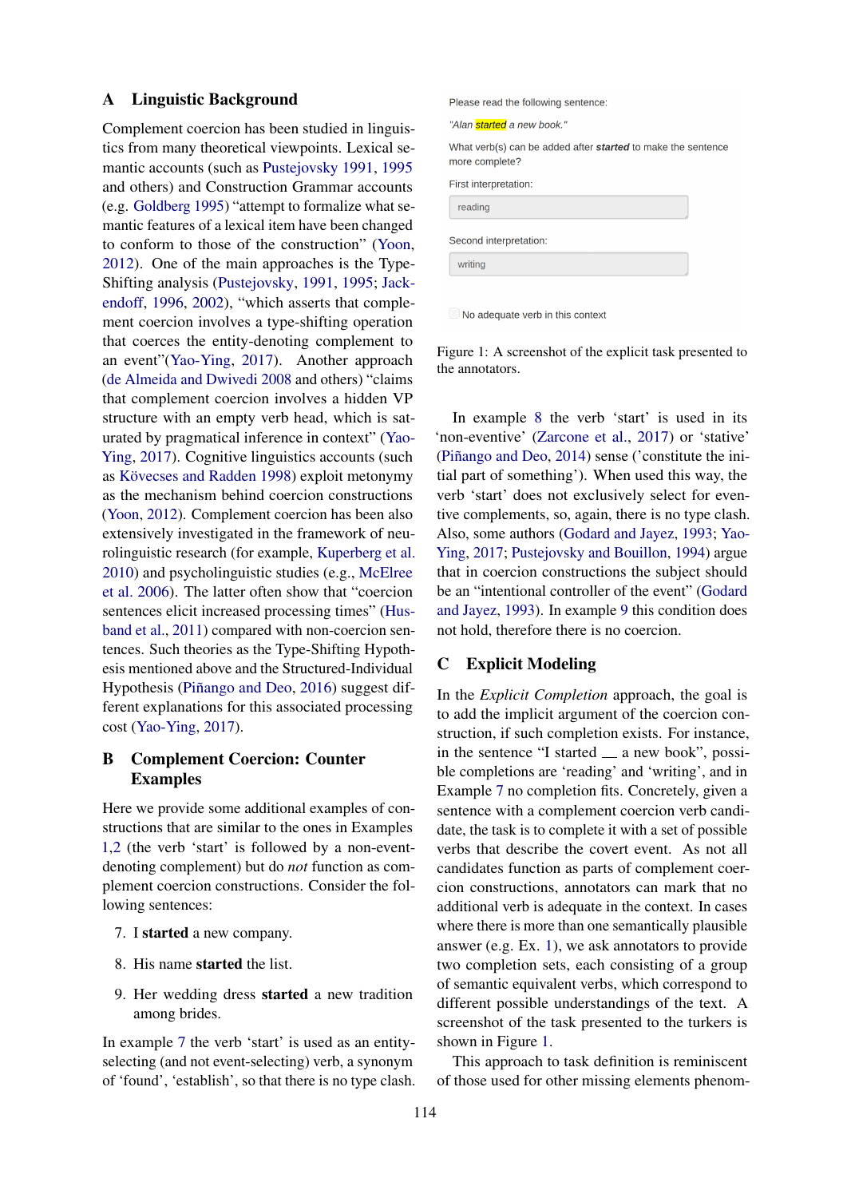## A Linguistic Background

Complement coercion has been studied in linguistics from many theoretical viewpoints. Lexical semantic accounts (such as Pustejovsky 1991, 1995 and others) and Construction Grammar accounts (e.g. Goldberg 1995) "attempt to formalize what semantic features of a lexical item have been changed to conform to those of the construction" (Yoon, 2012). One of the main approaches is the Type-Shifting analysis (Pustejovsky, 1991, 1995; Jackendoff, 1996, 2002), "which asserts that complement coercion involves a type-shifting operation that coerces the entity-denoting complement to an event"(Yao-Ying, 2017). Another approach (de Almeida and Dwivedi 2008 and others) "claims that complement coercion involves a hidden VP structure with an empty verb head, which is saturated by pragmatical inference in context" (Yao-Ying, 2017). Cognitive linguistics accounts (such as Kövecses and Radden 1998) exploit metonymy as the mechanism behind coercion constructions (Yoon, 2012). Complement coercion has been also extensively investigated in the framework of neurolinguistic research (for example, Kuperberg et al. 2010) and psycholinguistic studies (e.g., McElree et al. 2006). The latter often show that "coercion sentences elicit increased processing times" (Husband et al., 2011) compared with non-coercion sentences. Such theories as the Type-Shifting Hypothesis mentioned above and the Structured-Individual Hypothesis (Piñango and Deo, 2016) suggest different explanations for this associated processing cost (Yao-Ying, 2017).

## B Complement Coercion: Counter Examples

Here we provide some additional examples of constructions that are similar to the ones in Examples 1,2 (the verb 'start' is followed by a non-event-denoting complement) but do *not* function as complement coercion constructions. Consider the following sentences:

7. I **started** a new company.

8. His name **started** the list.

9. Her wedding dress **started** a new tradition among brides.

In example 7 the verb 'start' is used as an entity-selecting (and not event-selecting) verb, a synonym of 'found', 'establish', so that there is no type clash.

Please read the following sentence:

*"Alan started a new book."*

What verb(s) can be added after ***started*** to make the sentence more complete?

First interpretation:

reading

Second interpretation:

writing

No adequate verb in this context

Figure 1: A screenshot of the explicit task presented to the annotators.

In example 8 the verb 'start' is used in its 'non-eventive' (Zarcone et al., 2017) or 'stative' (Piñango and Deo, 2014) sense ('constitute the initial part of something'). When used this way, the verb 'start' does not exclusively select for eventive complements, so, again, there is no type clash. Also, some authors (Godard and Jayez, 1993; Yao-Ying, 2017; Pustejovsky and Bouillon, 1994) argue that in coercion constructions the subject should be an "intentional controller of the event" (Godard and Jayez, 1993). In example 9 this condition does not hold, therefore there is no coercion.

## C Explicit Modeling

In the *Explicit Completion* approach, the goal is to add the implicit argument of the coercion construction, if such completion exists. For instance, in the sentence "I started __ a new book", possible completions are 'reading' and 'writing', and in Example 7 no completion fits. Concretely, given a sentence with a complement coercion verb candidate, the task is to complete it with a set of possible verbs that describe the covert event. As not all candidates function as parts of complement coercion constructions, annotators can mark that no additional verb is adequate in the context. In cases where there is more than one semantically plausible answer (e.g. Ex. 1), we ask annotators to provide two completion sets, each consisting of a group of semantic equivalent verbs, which correspond to different possible understandings of the text. A screenshot of the task presented to the turkers is shown in Figure 1.

This approach to task definition is reminiscent of those used for other missing elements phenom-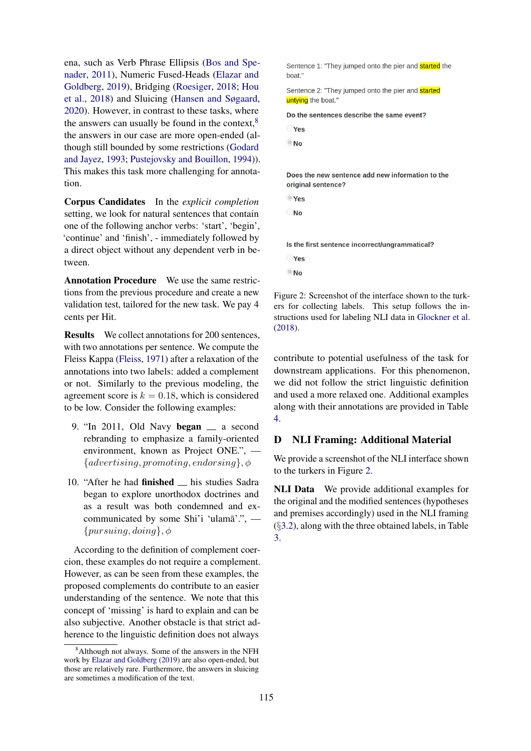ena, such as Verb Phrase Ellipsis (Bos and Spenader, 2011), Numeric Fused-Heads (Elazar and Goldberg, 2019), Bridging (Roesiger, 2018; Hou et al., 2018) and Sluicing (Hansen and Søgaard, 2020). However, in contrast to these tasks, where the answers can usually be found in the context,[8] the answers in our case are more open-ended (although still bounded by some restrictions (Godard and Jayez, 1993; Pustejovsky and Bouillon, 1994)). This makes this task more challenging for annotation.

**Corpus Candidates** In the *explicit completion* setting, we look for natural sentences that contain one of the following anchor verbs: 'start', 'begin', 'continue' and 'finish', - immediately followed by a direct object without any dependent verb in between.

**Annotation Procedure** We use the same restrictions from the previous procedure and create a new validation test, tailored for the new task. We pay 4 cents per Hit.

**Results** We collect annotations for 200 sentences, with two annotations per sentence. We compute the Fleiss Kappa (Fleiss, 1971) after a relaxation of the annotations into two labels: added a complement or not. Similarly to the previous modeling, the agreement score is $k = 0.18$, which is considered to be low. Consider the following examples:

9. "In 2011, Old Navy **began** __ a second rebranding to emphasize a family-oriented environment, known as Project ONE.", — $\{advertising, promoting, endorsing\}, \phi$

10. "After he had **finished** __ his studies Sadra began to explore unorthodox doctrines and as a result was both condemned and excommunicated by some Shi'i 'ulamā'.", — $\{pursuing, doing\}, \phi$

According to the definition of complement coercion, these examples do not require a complement. However, as can be seen from these examples, the proposed complements do contribute to an easier understanding of the sentence. We note that this concept of 'missing' is hard to explain and can be also subjective. Another obstacle is that strict adherence to the linguistic definition does not always contribute to potential usefulness of the task for downstream applications. For this phenomenon, we did not follow the strict linguistic definition and used a more relaxed one. Additional examples along with their annotations are provided in Table 4.

[8] Although not always. Some of the answers in the NFH work by Elazar and Goldberg (2019) are also open-ended, but those are relatively rare. Furthermore, the answers in sluicing are sometimes a modification of the text.

Sentence 1: "They jumped onto the pier and started the boat."

Sentence 2: "They jumped onto the pier and started untying the boat."

**Do the sentences describe the same event?**

- Yes
- No

**Does the new sentence add new information to the original sentence?**

- Yes
- No

**Is the first sentence incorrect/ungrammatical?**

- Yes
- No

Figure 2: Screenshot of the interface shown to the turkers for collecting labels. This setup follows the instructions used for labeling NLI data in Glockner et al. (2018).

## D NLI Framing: Additional Material

We provide a screenshot of the NLI interface shown to the turkers in Figure 2.

**NLI Data** We provide additional examples for the original and the modified sentences (hypotheses and premises accordingly) used in the NLI framing (§3.2), along with the three obtained labels, in Table 3.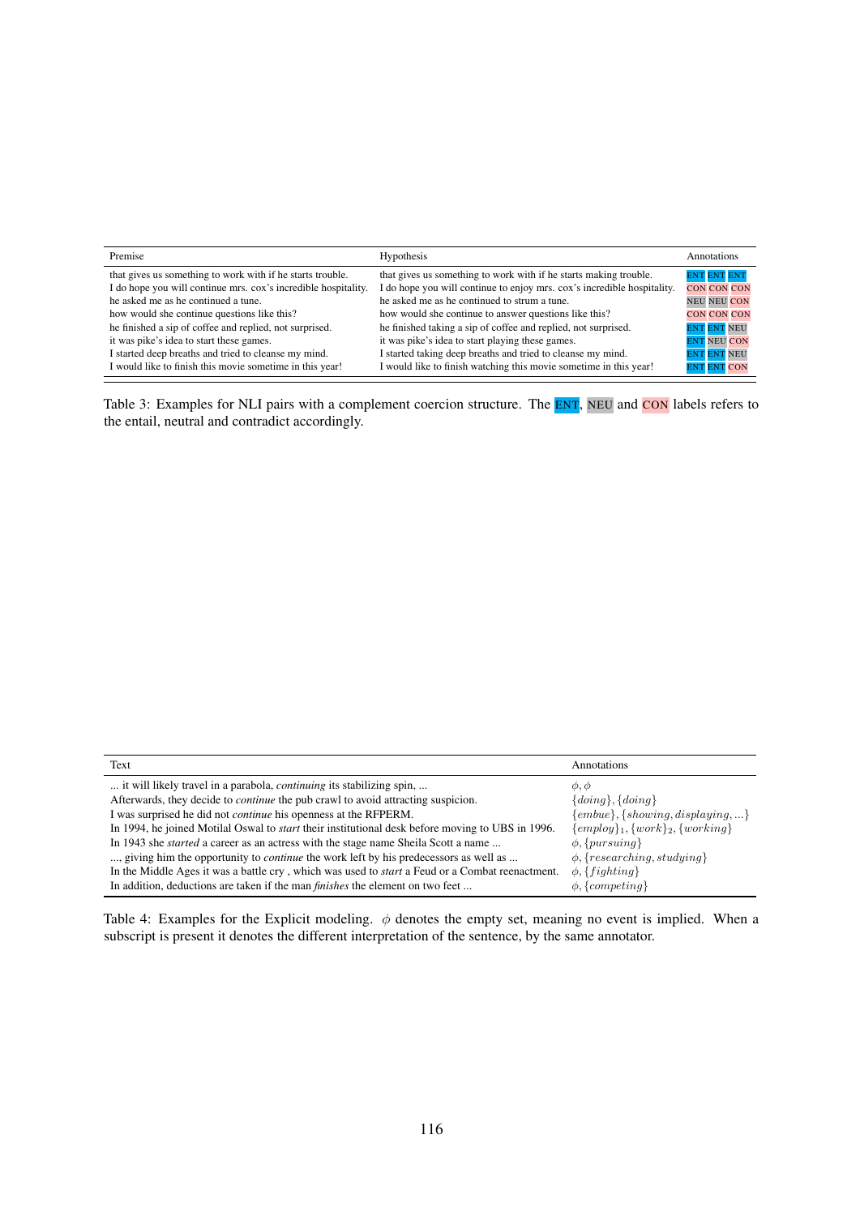| Premise | Hypothesis | Annotations |
| --- | --- | --- |
| that gives us something to work with if he starts trouble. | that gives us something to work with if he starts making trouble. | ENT ENT ENT |
| I do hope you will continue mrs. cox's incredible hospitality. | I do hope you will continue to enjoy mrs. cox's incredible hospitality. | CON CON CON |
| he asked me as he continued a tune. | he asked me as he continued to strum a tune. | NEU NEU CON |
| how would she continue questions like this? | how would she continue to answer questions like this? | CON CON CON |
| he finished a sip of coffee and replied, not surprised. | he finished taking a sip of coffee and replied, not surprised. | ENT ENT NEU |
| it was pike's idea to start these games. | it was pike's idea to start playing these games. | ENT NEU CON |
| I started deep breaths and tried to cleanse my mind. | I started taking deep breaths and tried to cleanse my mind. | ENT ENT NEU |
| I would like to finish this movie sometime in this year! | I would like to finish watching this movie sometime in this year! | ENT ENT CON |

Table 3: Examples for NLI pairs with a complement coercion structure. The ENT, NEU and CON labels refers to the entail, neutral and contradict accordingly.

| Text | Annotations |
| --- | --- |
| ... it will likely travel in a parabola, *continuing* its stabilizing spin, ... | $\phi, \phi$ |
| Afterwards, they decide to *continue* the pub crawl to avoid attracting suspicion. | $\{doing\}, \{doing\}$ |
| I was surprised he did not *continue* his openness at the RFPERM. | $\{embue\}, \{showing, displaying, ...\}$ |
| In 1994, he joined Motilal Oswal to *start* their institutional desk before moving to UBS in 1996. | $\{employ\}_1, \{work\}_2, \{working\}$ |
| In 1943 she *started* a career as an actress with the stage name Sheila Scott a name ... | $\phi, \{pursuing\}$ |
| ..., giving him the opportunity to *continue* the work left by his predecessors as well as ... | $\phi, \{researching, studying\}$ |
| In the Middle Ages it was a battle cry , which was used to *start* a Feud or a Combat reenactment. | $\phi, \{fighting\}$ |
| In addition, deductions are taken if the man *finishes* the element on two feet ... | $\phi, \{competing\}$ |

Table 4: Examples for the Explicit modeling. $\phi$ denotes the empty set, meaning no event is implied. When a subscript is present it denotes the different interpretation of the sentence, by the same annotator.